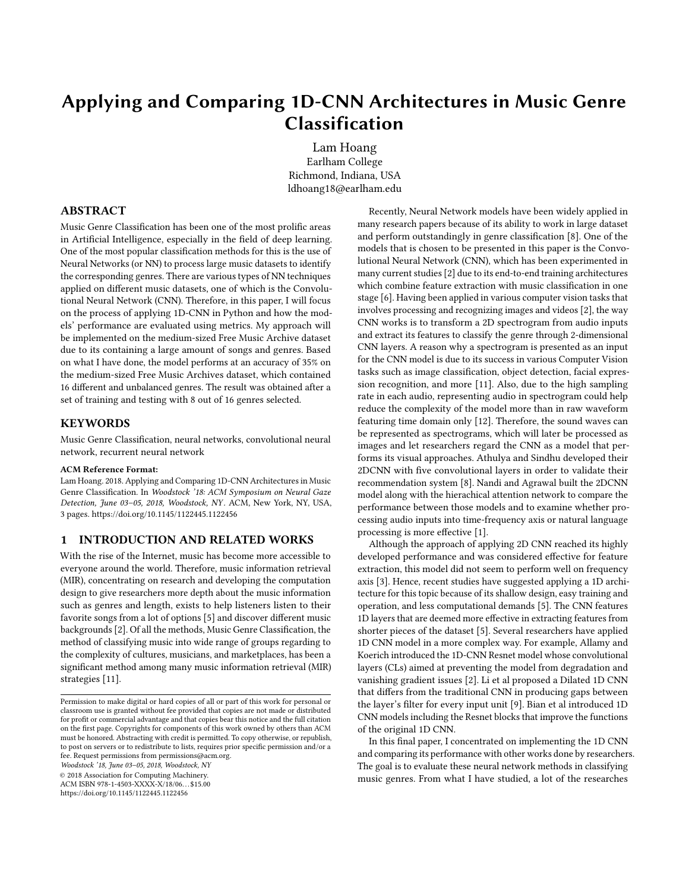# Applying and Comparing 1D-CNN Architectures in Music Genre Classification

Lam Hoang
Earlham College
Richmond, Indiana, USA
ldhoang18@earlham.edu

## ABSTRACT

Music Genre Classification has been one of the most prolific areas in Artificial Intelligence, especially in the field of deep learning. One of the most popular classification methods for this is the use of Neural Networks (or NN) to process large music datasets to identify the corresponding genres. There are various types of NN techniques applied on different music datasets, one of which is the Convolutional Neural Network (CNN). Therefore, in this paper, I will focus on the process of applying 1D-CNN in Python and how the models' performance are evaluated using metrics. My approach will be implemented on the medium-sized Free Music Archive dataset due to its containing a large amount of songs and genres. Based on what I have done, the model performs at an accuracy of 35% on the medium-sized Free Music Archives dataset, which contained 16 different and unbalanced genres. The result was obtained after a set of training and testing with 8 out of 16 genres selected.

## KEYWORDS

Music Genre Classification, neural networks, convolutional neural network, recurrent neural network

**ACM Reference Format:**
Lam Hoang. 2018. Applying and Comparing 1D-CNN Architectures in Music Genre Classification. In *Woodstock '18: ACM Symposium on Neural Gaze Detection, June 03–05, 2018, Woodstock, NY*. ACM, New York, NY, USA, 3 pages. https://doi.org/10.1145/1122445.1122456

## 1 INTRODUCTION AND RELATED WORKS

With the rise of the Internet, music has become more accessible to everyone around the world. Therefore, music information retrieval (MIR), concentrating on research and developing the computation design to give researchers more depth about the music information such as genres and length, exists to help listeners listen to their favorite songs from a lot of options [5] and discover different music backgrounds [2]. Of all the methods, Music Genre Classification, the method of classifying music into wide range of groups regarding to the complexity of cultures, musicians, and marketplaces, has been a significant method among many music information retrieval (MIR) strategies [11].

Recently, Neural Network models have been widely applied in many research papers because of its ability to work in large dataset and perform outstandingly in genre classification [8]. One of the models that is chosen to be presented in this paper is the Convolutional Neural Network (CNN), which has been experimented in many current studies [2] due to its end-to-end training architectures which combine feature extraction with music classification in one stage [6]. Having been applied in various computer vision tasks that involves processing and recognizing images and videos [2], the way CNN works is to transform a 2D spectrogram from audio inputs and extract its features to classify the genre through 2-dimensional CNN layers. A reason why a spectrogram is presented as an input for the CNN model is due to its success in various Computer Vision tasks such as image classification, object detection, facial expression recognition, and more [11]. Also, due to the high sampling rate in each audio, representing audio in spectrogram could help reduce the complexity of the model more than in raw waveform featuring time domain only [12]. Therefore, the sound waves can be represented as spectrograms, which will later be processed as images and let researchers regard the CNN as a model that performs its visual approaches. Athulya and Sindhu developed their 2DCNN with five convolutional layers in order to validate their recommendation system [8]. Nandi and Agrawal built the 2DCNN model along with the hierachical attention network to compare the performance between those models and to examine whether processing audio inputs into time-frequency axis or natural language processing is more effective [1].

Although the approach of applying 2D CNN reached its highly developed performance and was considered effective for feature extraction, this model did not seem to perform well on frequency axis [3]. Hence, recent studies have suggested applying a 1D architecture for this topic because of its shallow design, easy training and operation, and less computational demands [5]. The CNN features 1D layers that are deemed more effective in extracting features from shorter pieces of the dataset [5]. Several researchers have applied 1D CNN model in a more complex way. For example, Allamy and Koerich introduced the 1D-CNN Resnet model whose convolutional layers (CLs) aimed at preventing the model from degradation and vanishing gradient issues [2]. Li et al proposed a Dilated 1D CNN that differs from the traditional CNN in producing gaps between the layer's filter for every input unit [9]. Bian et al introduced 1D CNN models including the Resnet blocks that improve the functions of the original 1D CNN.

In this final paper, I concentrated on implementing the 1D CNN and comparing its performance with other works done by researchers. The goal is to evaluate these neural network methods in classifying music genres. From what I have studied, a lot of the researches

Permission to make digital or hard copies of all or part of this work for personal or classroom use is granted without fee provided that copies are not made or distributed for profit or commercial advantage and that copies bear this notice and the full citation on the first page. Copyrights for components of this work owned by others than ACM must be honored. Abstracting with credit is permitted. To copy otherwise, or republish, to post on servers or to redistribute to lists, requires prior specific permission and/or a fee. Request permissions from permissions@acm.org.
*Woodstock '18, June 03–05, 2018, Woodstock, NY*
© 2018 Association for Computing Machinery.
ACM ISBN 978-1-4503-XXXX-X/18/06…$15.00
https://doi.org/10.1145/1122445.1122456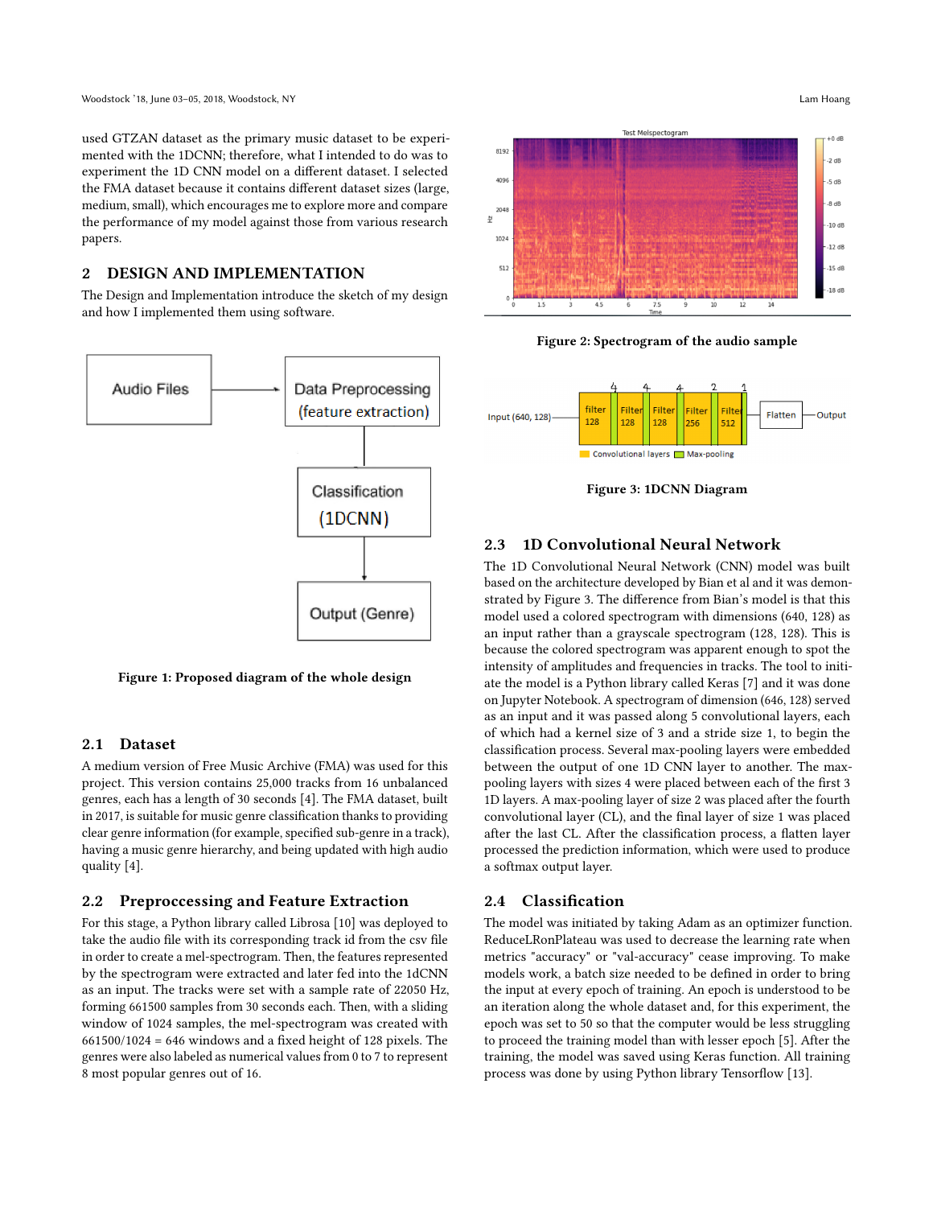used GTZAN dataset as the primary music dataset to be experimented with the 1DCNN; therefore, what I intended to do was to experiment the 1D CNN model on a different dataset. I selected the FMA dataset because it contains different dataset sizes (large, medium, small), which encourages me to explore more and compare the performance of my model against those from various research papers.

## 2 DESIGN AND IMPLEMENTATION

The Design and Implementation introduce the sketch of my design and how I implemented them using software.

Figure 1: Proposed diagram of the whole design

### 2.1 Dataset

A medium version of Free Music Archive (FMA) was used for this project. This version contains 25,000 tracks from 16 unbalanced genres, each has a length of 30 seconds [4]. The FMA dataset, built in 2017, is suitable for music genre classification thanks to providing clear genre information (for example, specified sub-genre in a track), having a music genre hierarchy, and being updated with high audio quality [4].

### 2.2 Preproccessing and Feature Extraction

For this stage, a Python library called Librosa [10] was deployed to take the audio file with its corresponding track id from the csv file in order to create a mel-spectrogram. Then, the features represented by the spectrogram were extracted and later fed into the 1dCNN as an input. The tracks were set with a sample rate of 22050 Hz, forming 661500 samples from 30 seconds each. Then, with a sliding window of 1024 samples, the mel-spectrogram was created with 661500/1024 = 646 windows and a fixed height of 128 pixels. The genres were also labeled as numerical values from 0 to 7 to represent 8 most popular genres out of 16.

Figure 2: Spectrogram of the audio sample

Figure 3: 1DCNN Diagram

### 2.3 1D Convolutional Neural Network

The 1D Convolutional Neural Network (CNN) model was built based on the architecture developed by Bian et al and it was demonstrated by Figure 3. The difference from Bian's model is that this model used a colored spectrogram with dimensions (640, 128) as an input rather than a grayscale spectrogram (128, 128). This is because the colored spectrogram was apparent enough to spot the intensity of amplitudes and frequencies in tracks. The tool to initiate the model is a Python library called Keras [7] and it was done on Jupyter Notebook. A spectrogram of dimension (646, 128) served as an input and it was passed along 5 convolutional layers, each of which had a kernel size of 3 and a stride size 1, to begin the classification process. Several max-pooling layers were embedded between the output of one 1D CNN layer to another. The max-pooling layers with sizes 4 were placed between each of the first 3 1D layers. A max-pooling layer of size 2 was placed after the fourth convolutional layer (CL), and the final layer of size 1 was placed after the last CL. After the classification process, a flatten layer processed the prediction information, which were used to produce a softmax output layer.

### 2.4 Classification

The model was initiated by taking Adam as an optimizer function. ReduceLRonPlateau was used to decrease the learning rate when metrics "accuracy" or "val-accuracy" cease improving. To make models work, a batch size needed to be defined in order to bring the input at every epoch of training. An epoch is understood to be an iteration along the whole dataset and, for this experiment, the epoch was set to 50 so that the computer would be less struggling to proceed the training model than with lesser epoch [5]. After the training, the model was saved using Keras function. All training process was done by using Python library Tensorflow [13].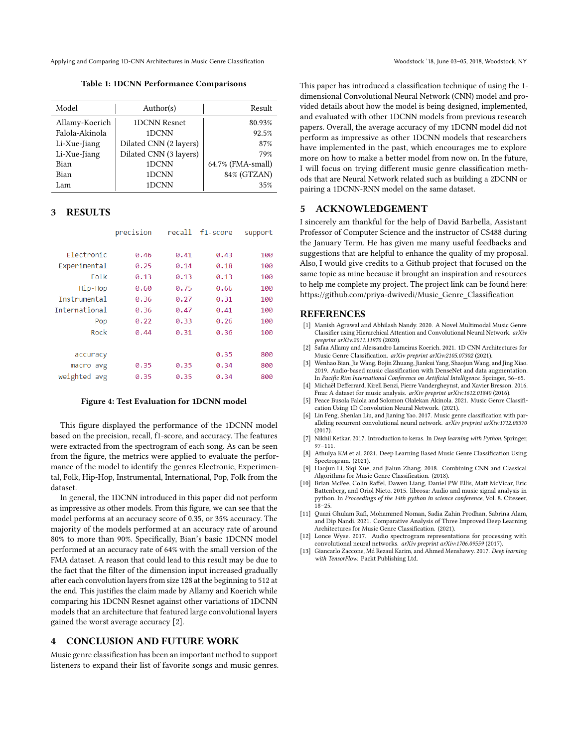**Table 1: 1DCNN Performance Comparisons**

| Model | Author(s) | Result |
|---|---|---|
| Allamy-Koerich | 1DCNN Resnet | 80.93% |
| Falola-Akinola | 1DCNN | 92.5% |
| Li-Xue-Jiang | Dilated CNN (2 layers) | 87% |
| Li-Xue-Jiang | Dilated CNN (3 layers) | 79% |
| Bian | 1DCNN | 64.7% (FMA-small) |
| Bian | 1DCNN | 84% (GTZAN) |
| Lam | 1DCNN | 35% |

## 3 RESULTS

| | precision | recall | f1-score | support |
|---|---|---|---|---|
| Electronic | 0.46 | 0.41 | 0.43 | 100 |
| Experimental | 0.25 | 0.14 | 0.18 | 100 |
| Folk | 0.13 | 0.13 | 0.13 | 100 |
| Hip-Hop | 0.60 | 0.75 | 0.66 | 100 |
| Instrumental | 0.36 | 0.27 | 0.31 | 100 |
| International | 0.36 | 0.47 | 0.41 | 100 |
| Pop | 0.22 | 0.33 | 0.26 | 100 |
| Rock | 0.44 | 0.31 | 0.36 | 100 |
| accuracy | | | 0.35 | 800 |
| macro avg | 0.35 | 0.35 | 0.34 | 800 |
| weighted avg | 0.35 | 0.35 | 0.34 | 800 |

**Figure 4: Test Evaluation for 1DCNN model**

This figure displayed the performance of the 1DCNN model based on the precision, recall, f1-score, and accuracy. The features were extracted from the spectrogram of each song. As can be seen from the figure, the metrics were applied to evaluate the performance of the model to identify the genres Electronic, Experimental, Folk, Hip-Hop, Instrumental, International, Pop, Folk from the dataset.

In general, the 1DCNN introduced in this paper did not perform as impressive as other models. From this figure, we can see that the model performs at an accuracy score of 0.35, or 35% accuracy. The majority of the models performed at an accuracy rate of around 80% to more than 90%. Specifically, Bian's basic 1DCNN model performed at an accuracy rate of 64% with the small version of the FMA dataset. A reason that could lead to this result may be due to the fact that the filter of the dimension input increased gradually after each convolution layers from size 128 at the beginning to 512 at the end. This justifies the claim made by Allamy and Koerich while comparing his 1DCNN Resnet against other variations of 1DCNN models that an architecture that featured large convolutional layers gained the worst average accuracy [2].

## 4 CONCLUSION AND FUTURE WORK

Music genre classification has been an important method to support listeners to expand their list of favorite songs and music genres. This paper has introduced a classification technique of using the 1-dimensional Convolutional Neural Network (CNN) model and provided details about how the model is being designed, implemented, and evaluated with other 1DCNN models from previous research papers. Overall, the average accuracy of my 1DCNN model did not perform as impressive as other 1DCNN models that researchers have implemented in the past, which encourages me to explore more on how to make a better model from now on. In the future, I will focus on trying different music genre classification methods that are Neural Network related such as building a 2DCNN or pairing a 1DCNN-RNN model on the same dataset.

## 5 ACKNOWLEDGEMENT

I sincerely am thankful for the help of David Barbella, Assistant Professor of Computer Science and the instructor of CS488 during the January Term. He has given me many useful feedbacks and suggestions that are helpful to enhance the quality of my proposal. Also, I would give credits to a Github project that focused on the same topic as mine because it brought an inspiration and resources to help me complete my project. The project link can be found here: https://github.com/priya-dwivedi/Music_Genre_Classification

## REFERENCES

[1] Manish Agrawal and Abhilash Nandy. 2020. A Novel Multimodal Music Genre Classifier using Hierarchical Attention and Convolutional Neural Network. *arXiv preprint arXiv:2011.11970* (2020).

[2] Safaa Allamy and Alessandro Lameiras Koerich. 2021. 1D CNN Architectures for Music Genre Classification. *arXiv preprint arXiv:2105.07302* (2021).

[3] Wenhao Bian, Jie Wang, Bojin Zhuang, Jiankui Yang, Shaojun Wang, and Jing Xiao. 2019. Audio-based music classification with DenseNet and data augmentation. In *Pacific Rim International Conference on Artificial Intelligence*. Springer, 56–65.

[4] Michaël Defferrard, Kirell Benzi, Pierre Vandergheynst, and Xavier Bresson. 2016. Fma: A dataset for music analysis. *arXiv preprint arXiv:1612.01840* (2016).

[5] Peace Busola Falola and Solomon Olalekan Akinola. 2021. Music Genre Classification Using 1D Convolution Neural Network. (2021).

[6] Lin Feng, Shenlan Liu, and Jianing Yao. 2017. Music genre classification with paralleling recurrent convolutional neural network. *arXiv preprint arXiv:1712.08370* (2017).

[7] Nikhil Ketkar. 2017. Introduction to keras. In *Deep learning with Python*. Springer, 97–111.

[8] Athulya KM et al. 2021. Deep Learning Based Music Genre Classification Using Spectrogram. (2021).

[9] Haojun Li, Siqi Xue, and Jialun Zhang. 2018. Combining CNN and Classical Algorithms for Music Genre Classification. (2018).

[10] Brian McFee, Colin Raffel, Dawen Liang, Daniel PW Ellis, Matt McVicar, Eric Battenberg, and Oriol Nieto. 2015. librosa: Audio and music signal analysis in python. In *Proceedings of the 14th python in science conference*, Vol. 8. Citeseer, 18–25.

[11] Quazi Ghulam Rafi, Mohammed Noman, Sadia Zahin Prodhan, Sabrina Alam, and Dip Nandi. 2021. Comparative Analysis of Three Improved Deep Learning Architectures for Music Genre Classification. (2021).

[12] Lonce Wyse. 2017. Audio spectrogram representations for processing with convolutional neural networks. *arXiv preprint arXiv:1706.09559* (2017).

[13] Giancarlo Zaccone, Md Rezaul Karim, and Ahmed Menshawy. 2017. *Deep learning with TensorFlow*. Packt Publishing Ltd.